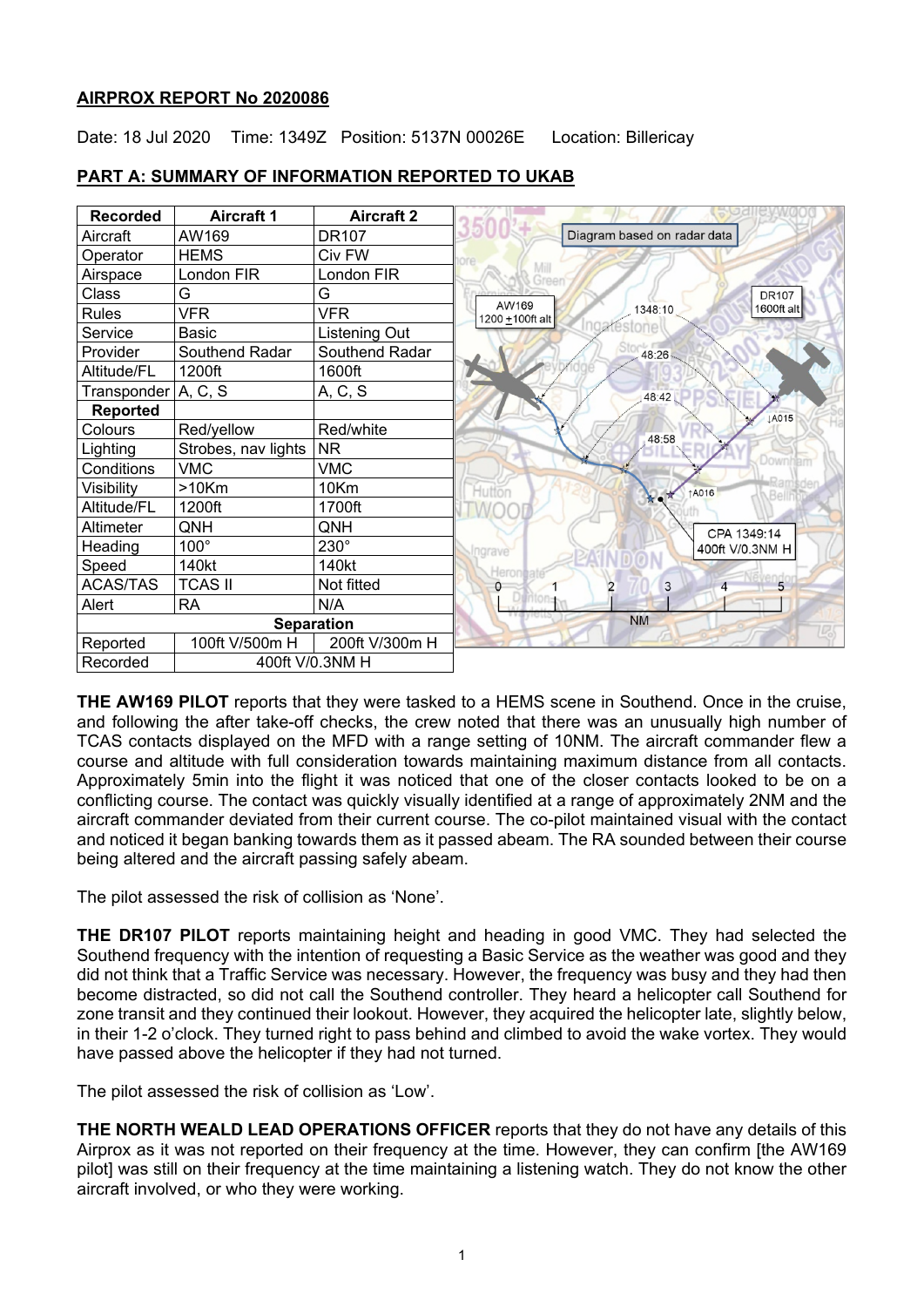**AIRPROX REPORT No 2020086**

Date: 18 Jul 2020 Time: 1349Z Position: 5137N 00026E Location: Billericay

**PART A: SUMMARY OF INFORMATION REPORTED TO UKAB**

| Recorded | Aircraft 1 | Aircraft 2 |
|---|---|---|
| Aircraft | AW169 | DR107 |
| Operator | HEMS | Civ FW |
| Airspace | London FIR | London FIR |
| Class | G | G |
| Rules | VFR | VFR |
| Service | Basic | Listening Out |
| Provider | Southend Radar | Southend Radar |
| Altitude/FL | 1200ft | 1600ft |
| Transponder | A, C, S | A, C, S |
| **Reported** | | |
| Colours | Red/yellow | Red/white |
| Lighting | Strobes, nav lights | NR |
| Conditions | VMC | VMC |
| Visibility | >10Km | 10Km |
| Altitude/FL | 1200ft | 1700ft |
| Altimeter | QNH | QNH |
| Heading | 100° | 230° |
| Speed | 140kt | 140kt |
| ACAS/TAS | TCAS II | Not fitted |
| Alert | RA | N/A |
| **Separation** | | |
| Reported | 100ft V/500m H | 200ft V/300m H |
| Recorded | 400ft V/0.3NM H | |

**THE AW169 PILOT** reports that they were tasked to a HEMS scene in Southend. Once in the cruise, and following the after take-off checks, the crew noted that there was an unusually high number of TCAS contacts displayed on the MFD with a range setting of 10NM. The aircraft commander flew a course and altitude with full consideration towards maintaining maximum distance from all contacts. Approximately 5min into the flight it was noticed that one of the closer contacts looked to be on a conflicting course. The contact was quickly visually identified at a range of approximately 2NM and the aircraft commander deviated from their current course. The co-pilot maintained visual with the contact and noticed it began banking towards them as it passed abeam. The RA sounded between their course being altered and the aircraft passing safely abeam.

The pilot assessed the risk of collision as 'None'.

**THE DR107 PILOT** reports maintaining height and heading in good VMC. They had selected the Southend frequency with the intention of requesting a Basic Service as the weather was good and they did not think that a Traffic Service was necessary. However, the frequency was busy and they had then become distracted, so did not call the Southend controller. They heard a helicopter call Southend for zone transit and they continued their lookout. However, they acquired the helicopter late, slightly below, in their 1-2 o'clock. They turned right to pass behind and climbed to avoid the wake vortex. They would have passed above the helicopter if they had not turned.

The pilot assessed the risk of collision as 'Low'.

**THE NORTH WEALD LEAD OPERATIONS OFFICER** reports that they do not have any details of this Airprox as it was not reported on their frequency at the time. However, they can confirm [the AW169 pilot] was still on their frequency at the time maintaining a listening watch. They do not know the other aircraft involved, or who they were working.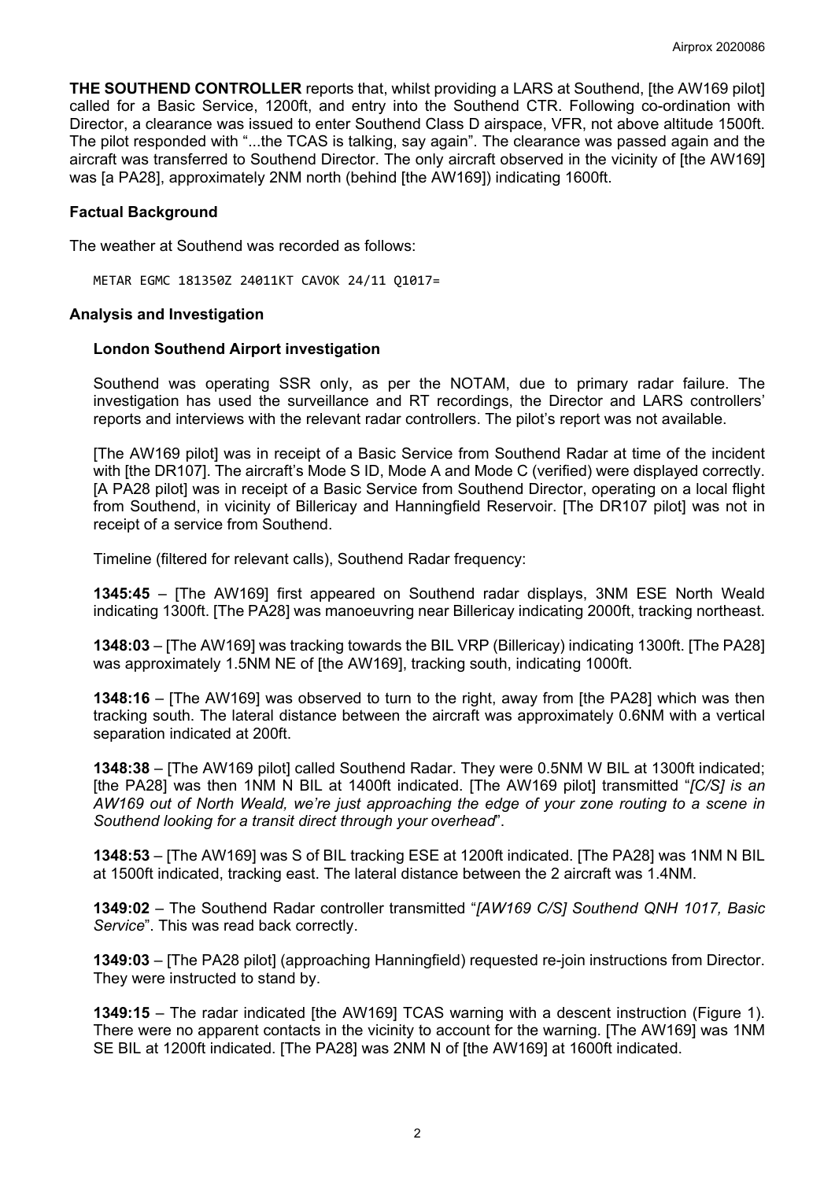**THE SOUTHEND CONTROLLER** reports that, whilst providing a LARS at Southend, [the AW169 pilot] called for a Basic Service, 1200ft, and entry into the Southend CTR. Following co-ordination with Director, a clearance was issued to enter Southend Class D airspace, VFR, not above altitude 1500ft. The pilot responded with "...the TCAS is talking, say again". The clearance was passed again and the aircraft was transferred to Southend Director. The only aircraft observed in the vicinity of [the AW169] was [a PA28], approximately 2NM north (behind [the AW169]) indicating 1600ft.

## Factual Background

The weather at Southend was recorded as follows:

```
METAR EGMC 181350Z 24011KT CAVOK 24/11 Q1017=
```

## Analysis and Investigation

### London Southend Airport investigation

Southend was operating SSR only, as per the NOTAM, due to primary radar failure. The investigation has used the surveillance and RT recordings, the Director and LARS controllers' reports and interviews with the relevant radar controllers. The pilot's report was not available.

[The AW169 pilot] was in receipt of a Basic Service from Southend Radar at time of the incident with [the DR107]. The aircraft's Mode S ID, Mode A and Mode C (verified) were displayed correctly. [A PA28 pilot] was in receipt of a Basic Service from Southend Director, operating on a local flight from Southend, in vicinity of Billericay and Hanningfield Reservoir. [The DR107 pilot] was not in receipt of a service from Southend.

Timeline (filtered for relevant calls), Southend Radar frequency:

**1345:45** – [The AW169] first appeared on Southend radar displays, 3NM ESE North Weald indicating 1300ft. [The PA28] was manoeuvring near Billericay indicating 2000ft, tracking northeast.

**1348:03** – [The AW169] was tracking towards the BIL VRP (Billericay) indicating 1300ft. [The PA28] was approximately 1.5NM NE of [the AW169], tracking south, indicating 1000ft.

**1348:16** – [The AW169] was observed to turn to the right, away from [the PA28] which was then tracking south. The lateral distance between the aircraft was approximately 0.6NM with a vertical separation indicated at 200ft.

**1348:38** – [The AW169 pilot] called Southend Radar. They were 0.5NM W BIL at 1300ft indicated; [the PA28] was then 1NM N BIL at 1400ft indicated. [The AW169 pilot] transmitted "*[C/S] is an AW169 out of North Weald, we're just approaching the edge of your zone routing to a scene in Southend looking for a transit direct through your overhead*".

**1348:53** – [The AW169] was S of BIL tracking ESE at 1200ft indicated. [The PA28] was 1NM N BIL at 1500ft indicated, tracking east. The lateral distance between the 2 aircraft was 1.4NM.

**1349:02** – The Southend Radar controller transmitted "*[AW169 C/S] Southend QNH 1017, Basic Service*". This was read back correctly.

**1349:03** – [The PA28 pilot] (approaching Hanningfield) requested re-join instructions from Director. They were instructed to stand by.

**1349:15** – The radar indicated [the AW169] TCAS warning with a descent instruction (Figure 1). There were no apparent contacts in the vicinity to account for the warning. [The AW169] was 1NM SE BIL at 1200ft indicated. [The PA28] was 2NM N of [the AW169] at 1600ft indicated.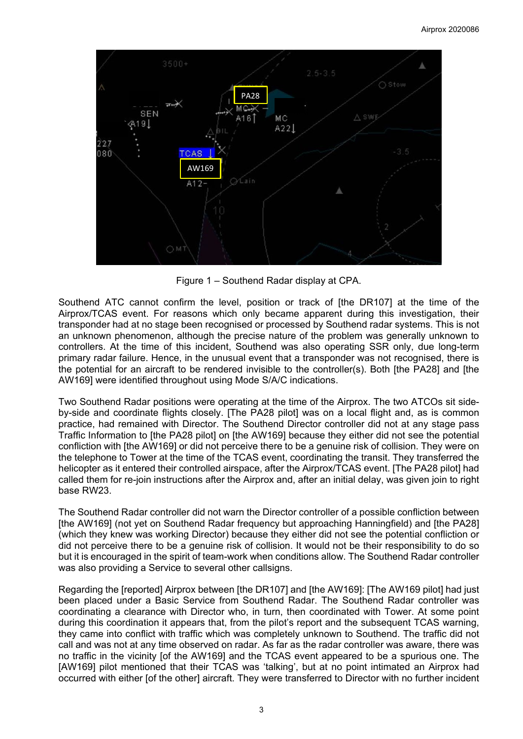Figure 1 – Southend Radar display at CPA.

Southend ATC cannot confirm the level, position or track of [the DR107] at the time of the Airprox/TCAS event. For reasons which only became apparent during this investigation, their transponder had at no stage been recognised or processed by Southend radar systems. This is not an unknown phenomenon, although the precise nature of the problem was generally unknown to controllers. At the time of this incident, Southend was also operating SSR only, due long-term primary radar failure. Hence, in the unusual event that a transponder was not recognised, there is the potential for an aircraft to be rendered invisible to the controller(s). Both [the PA28] and [the AW169] were identified throughout using Mode S/A/C indications.

Two Southend Radar positions were operating at the time of the Airprox. The two ATCOs sit side-by-side and coordinate flights closely. [The PA28 pilot] was on a local flight and, as is common practice, had remained with Director. The Southend Director controller did not at any stage pass Traffic Information to [the PA28 pilot] on [the AW169] because they either did not see the potential confliction with [the AW169] or did not perceive there to be a genuine risk of collision. They were on the telephone to Tower at the time of the TCAS event, coordinating the transit. They transferred the helicopter as it entered their controlled airspace, after the Airprox/TCAS event. [The PA28 pilot] had called them for re-join instructions after the Airprox and, after an initial delay, was given join to right base RW23.

The Southend Radar controller did not warn the Director controller of a possible confliction between [the AW169] (not yet on Southend Radar frequency but approaching Hanningfield) and [the PA28] (which they knew was working Director) because they either did not see the potential confliction or did not perceive there to be a genuine risk of collision. It would not be their responsibility to do so but it is encouraged in the spirit of team-work when conditions allow. The Southend Radar controller was also providing a Service to several other callsigns.

Regarding the [reported] Airprox between [the DR107] and [the AW169]: [The AW169 pilot] had just been placed under a Basic Service from Southend Radar. The Southend Radar controller was coordinating a clearance with Director who, in turn, then coordinated with Tower. At some point during this coordination it appears that, from the pilot's report and the subsequent TCAS warning, they came into conflict with traffic which was completely unknown to Southend. The traffic did not call and was not at any time observed on radar. As far as the radar controller was aware, there was no traffic in the vicinity [of the AW169] and the TCAS event appeared to be a spurious one. The [AW169] pilot mentioned that their TCAS was 'talking', but at no point intimated an Airprox had occurred with either [of the other] aircraft. They were transferred to Director with no further incident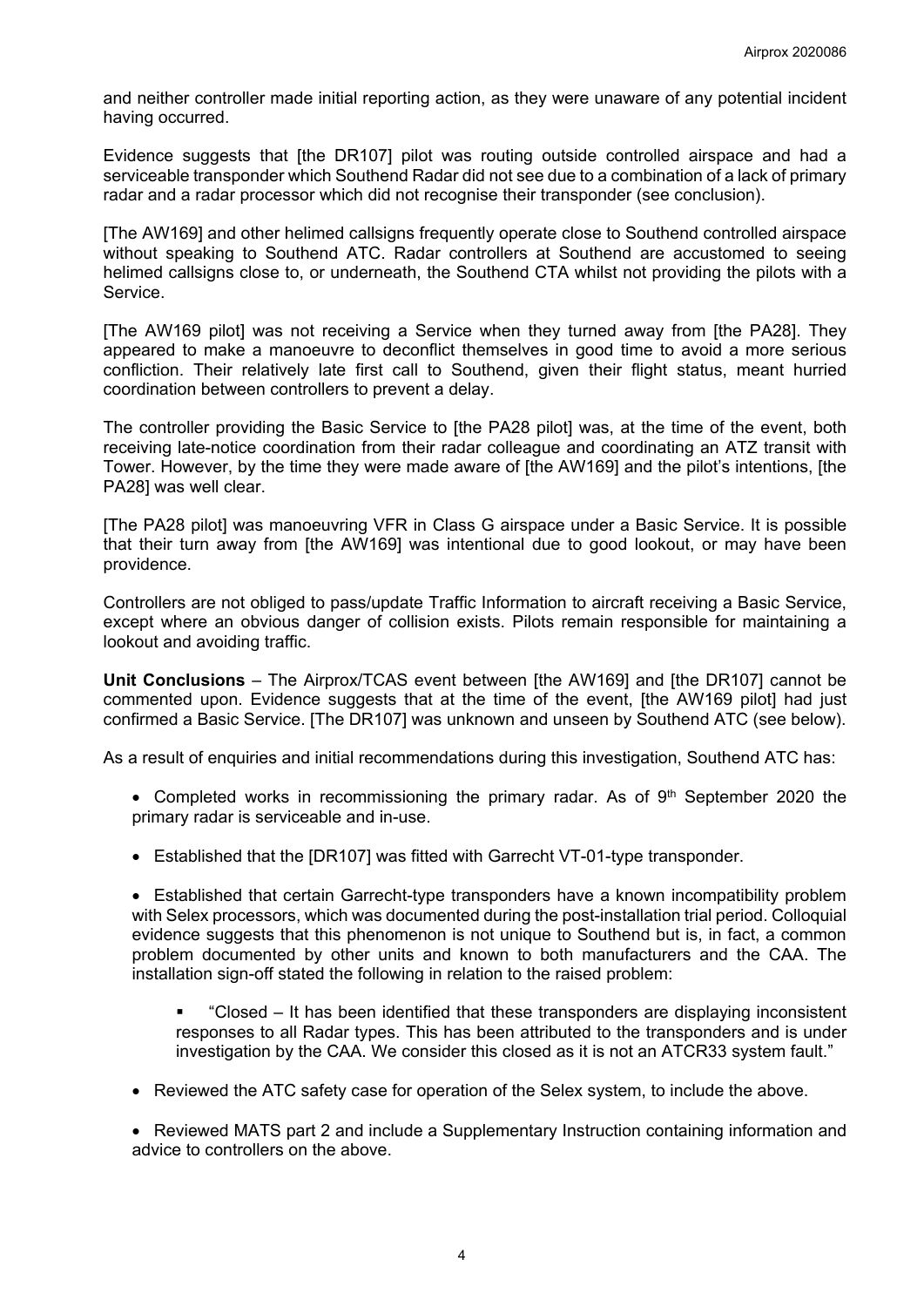and neither controller made initial reporting action, as they were unaware of any potential incident having occurred.

Evidence suggests that [the DR107] pilot was routing outside controlled airspace and had a serviceable transponder which Southend Radar did not see due to a combination of a lack of primary radar and a radar processor which did not recognise their transponder (see conclusion).

[The AW169] and other helimed callsigns frequently operate close to Southend controlled airspace without speaking to Southend ATC. Radar controllers at Southend are accustomed to seeing helimed callsigns close to, or underneath, the Southend CTA whilst not providing the pilots with a Service.

[The AW169 pilot] was not receiving a Service when they turned away from [the PA28]. They appeared to make a manoeuvre to deconflict themselves in good time to avoid a more serious confliction. Their relatively late first call to Southend, given their flight status, meant hurried coordination between controllers to prevent a delay.

The controller providing the Basic Service to [the PA28 pilot] was, at the time of the event, both receiving late-notice coordination from their radar colleague and coordinating an ATZ transit with Tower. However, by the time they were made aware of [the AW169] and the pilot's intentions, [the PA28] was well clear.

[The PA28 pilot] was manoeuvring VFR in Class G airspace under a Basic Service. It is possible that their turn away from [the AW169] was intentional due to good lookout, or may have been providence.

Controllers are not obliged to pass/update Traffic Information to aircraft receiving a Basic Service, except where an obvious danger of collision exists. Pilots remain responsible for maintaining a lookout and avoiding traffic.

**Unit Conclusions** – The Airprox/TCAS event between [the AW169] and [the DR107] cannot be commented upon. Evidence suggests that at the time of the event, [the AW169 pilot] had just confirmed a Basic Service. [The DR107] was unknown and unseen by Southend ATC (see below).

As a result of enquiries and initial recommendations during this investigation, Southend ATC has:

- Completed works in recommissioning the primary radar. As of 9th September 2020 the primary radar is serviceable and in-use.
- Established that the [DR107] was fitted with Garrecht VT-01-type transponder.
- Established that certain Garrecht-type transponders have a known incompatibility problem with Selex processors, which was documented during the post-installation trial period. Colloquial evidence suggests that this phenomenon is not unique to Southend but is, in fact, a common problem documented by other units and known to both manufacturers and the CAA. The installation sign-off stated the following in relation to the raised problem:
    - "Closed – It has been identified that these transponders are displaying inconsistent responses to all Radar types. This has been attributed to the transponders and is under investigation by the CAA. We consider this closed as it is not an ATCR33 system fault."
- Reviewed the ATC safety case for operation of the Selex system, to include the above.
- Reviewed MATS part 2 and include a Supplementary Instruction containing information and advice to controllers on the above.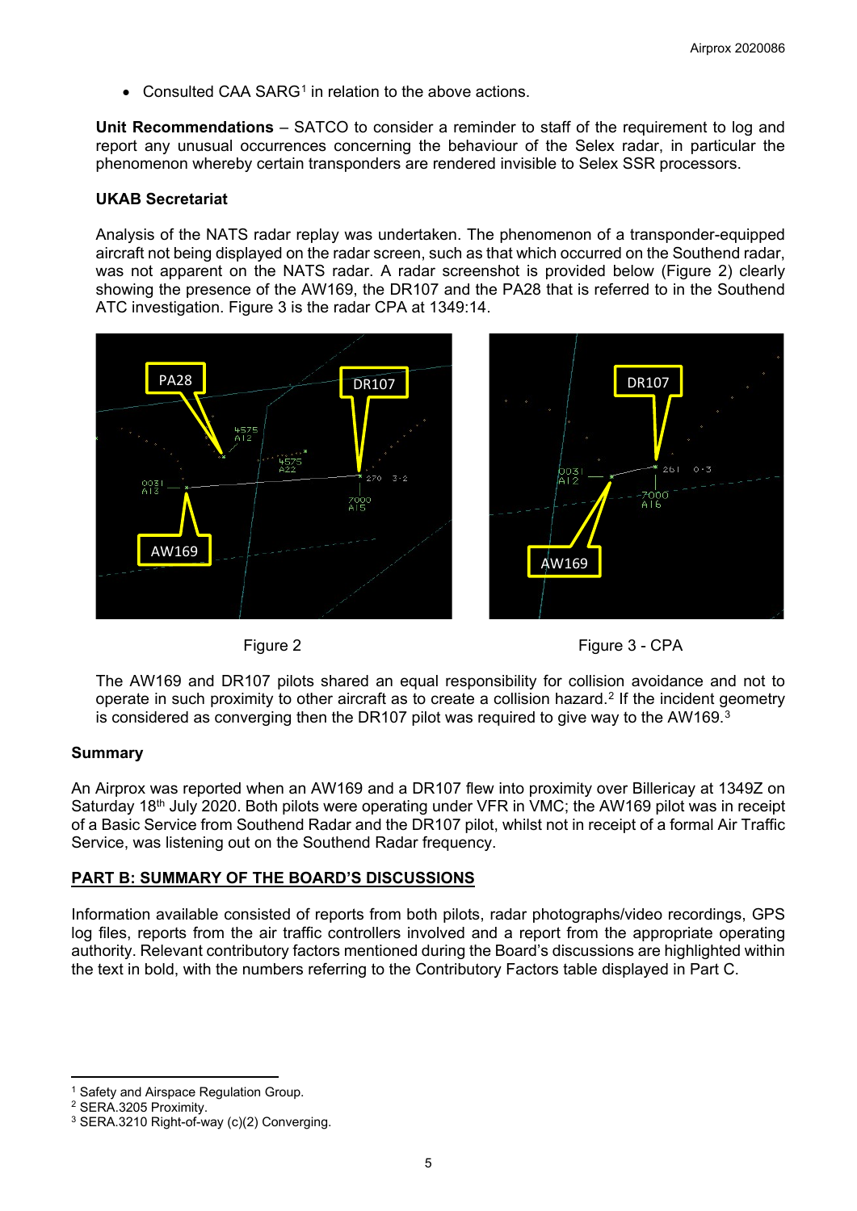- Consulted CAA SARG[1] in relation to the above actions.

**Unit Recommendations** – SATCO to consider a reminder to staff of the requirement to log and report any unusual occurrences concerning the behaviour of the Selex radar, in particular the phenomenon whereby certain transponders are rendered invisible to Selex SSR processors.

**UKAB Secretariat**

Analysis of the NATS radar replay was undertaken. The phenomenon of a transponder-equipped aircraft not being displayed on the radar screen, such as that which occurred on the Southend radar, was not apparent on the NATS radar. A radar screenshot is provided below (Figure 2) clearly showing the presence of the AW169, the DR107 and the PA28 that is referred to in the Southend ATC investigation. Figure 3 is the radar CPA at 1349:14.

Figure 2

Figure 3 - CPA

The AW169 and DR107 pilots shared an equal responsibility for collision avoidance and not to operate in such proximity to other aircraft as to create a collision hazard.[2] If the incident geometry is considered as converging then the DR107 pilot was required to give way to the AW169.[3]

## Summary

An Airprox was reported when an AW169 and a DR107 flew into proximity over Billericay at 1349Z on Saturday 18th July 2020. Both pilots were operating under VFR in VMC; the AW169 pilot was in receipt of a Basic Service from Southend Radar and the DR107 pilot, whilst not in receipt of a formal Air Traffic Service, was listening out on the Southend Radar frequency.

## PART B: SUMMARY OF THE BOARD'S DISCUSSIONS

Information available consisted of reports from both pilots, radar photographs/video recordings, GPS log files, reports from the air traffic controllers involved and a report from the appropriate operating authority. Relevant contributory factors mentioned during the Board's discussions are highlighted within the text in bold, with the numbers referring to the Contributory Factors table displayed in Part C.

---

[1] Safety and Airspace Regulation Group.
[2] SERA.3205 Proximity.
[3] SERA.3210 Right-of-way (c)(2) Converging.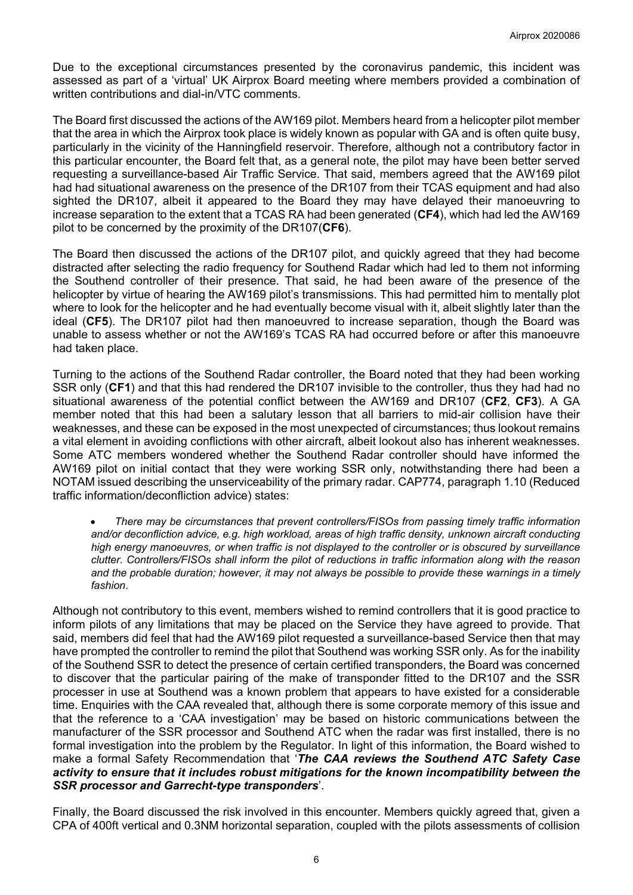Due to the exceptional circumstances presented by the coronavirus pandemic, this incident was assessed as part of a 'virtual' UK Airprox Board meeting where members provided a combination of written contributions and dial-in/VTC comments.

The Board first discussed the actions of the AW169 pilot. Members heard from a helicopter pilot member that the area in which the Airprox took place is widely known as popular with GA and is often quite busy, particularly in the vicinity of the Hanningfield reservoir. Therefore, although not a contributory factor in this particular encounter, the Board felt that, as a general note, the pilot may have been better served requesting a surveillance-based Air Traffic Service. That said, members agreed that the AW169 pilot had had situational awareness on the presence of the DR107 from their TCAS equipment and had also sighted the DR107, albeit it appeared to the Board they may have delayed their manoeuvring to increase separation to the extent that a TCAS RA had been generated (**CF4**), which had led the AW169 pilot to be concerned by the proximity of the DR107(**CF6**).

The Board then discussed the actions of the DR107 pilot, and quickly agreed that they had become distracted after selecting the radio frequency for Southend Radar which had led to them not informing the Southend controller of their presence. That said, he had been aware of the presence of the helicopter by virtue of hearing the AW169 pilot's transmissions. This had permitted him to mentally plot where to look for the helicopter and he had eventually become visual with it, albeit slightly later than the ideal (**CF5**). The DR107 pilot had then manoeuvred to increase separation, though the Board was unable to assess whether or not the AW169's TCAS RA had occurred before or after this manoeuvre had taken place.

Turning to the actions of the Southend Radar controller, the Board noted that they had been working SSR only (**CF1**) and that this had rendered the DR107 invisible to the controller, thus they had had no situational awareness of the potential conflict between the AW169 and DR107 (**CF2**, **CF3**). A GA member noted that this had been a salutary lesson that all barriers to mid-air collision have their weaknesses, and these can be exposed in the most unexpected of circumstances; thus lookout remains a vital element in avoiding conflictions with other aircraft, albeit lookout also has inherent weaknesses. Some ATC members wondered whether the Southend Radar controller should have informed the AW169 pilot on initial contact that they were working SSR only, notwithstanding there had been a NOTAM issued describing the unserviceability of the primary radar. CAP774, paragraph 1.10 (Reduced traffic information/deconfliction advice) states:

- *There may be circumstances that prevent controllers/FISOs from passing timely traffic information and/or deconfliction advice, e.g. high workload, areas of high traffic density, unknown aircraft conducting high energy manoeuvres, or when traffic is not displayed to the controller or is obscured by surveillance clutter. Controllers/FISOs shall inform the pilot of reductions in traffic information along with the reason and the probable duration; however, it may not always be possible to provide these warnings in a timely fashion*.

Although not contributory to this event, members wished to remind controllers that it is good practice to inform pilots of any limitations that may be placed on the Service they have agreed to provide. That said, members did feel that had the AW169 pilot requested a surveillance-based Service then that may have prompted the controller to remind the pilot that Southend was working SSR only. As for the inability of the Southend SSR to detect the presence of certain certified transponders, the Board was concerned to discover that the particular pairing of the make of transponder fitted to the DR107 and the SSR processer in use at Southend was a known problem that appears to have existed for a considerable time. Enquiries with the CAA revealed that, although there is some corporate memory of this issue and that the reference to a 'CAA investigation' may be based on historic communications between the manufacturer of the SSR processor and Southend ATC when the radar was first installed, there is no formal investigation into the problem by the Regulator. In light of this information, the Board wished to make a formal Safety Recommendation that '***The CAA reviews the Southend ATC Safety Case activity to ensure that it includes robust mitigations for the known incompatibility between the SSR processor and Garrecht-type transponders***'.

Finally, the Board discussed the risk involved in this encounter. Members quickly agreed that, given a CPA of 400ft vertical and 0.3NM horizontal separation, coupled with the pilots assessments of collision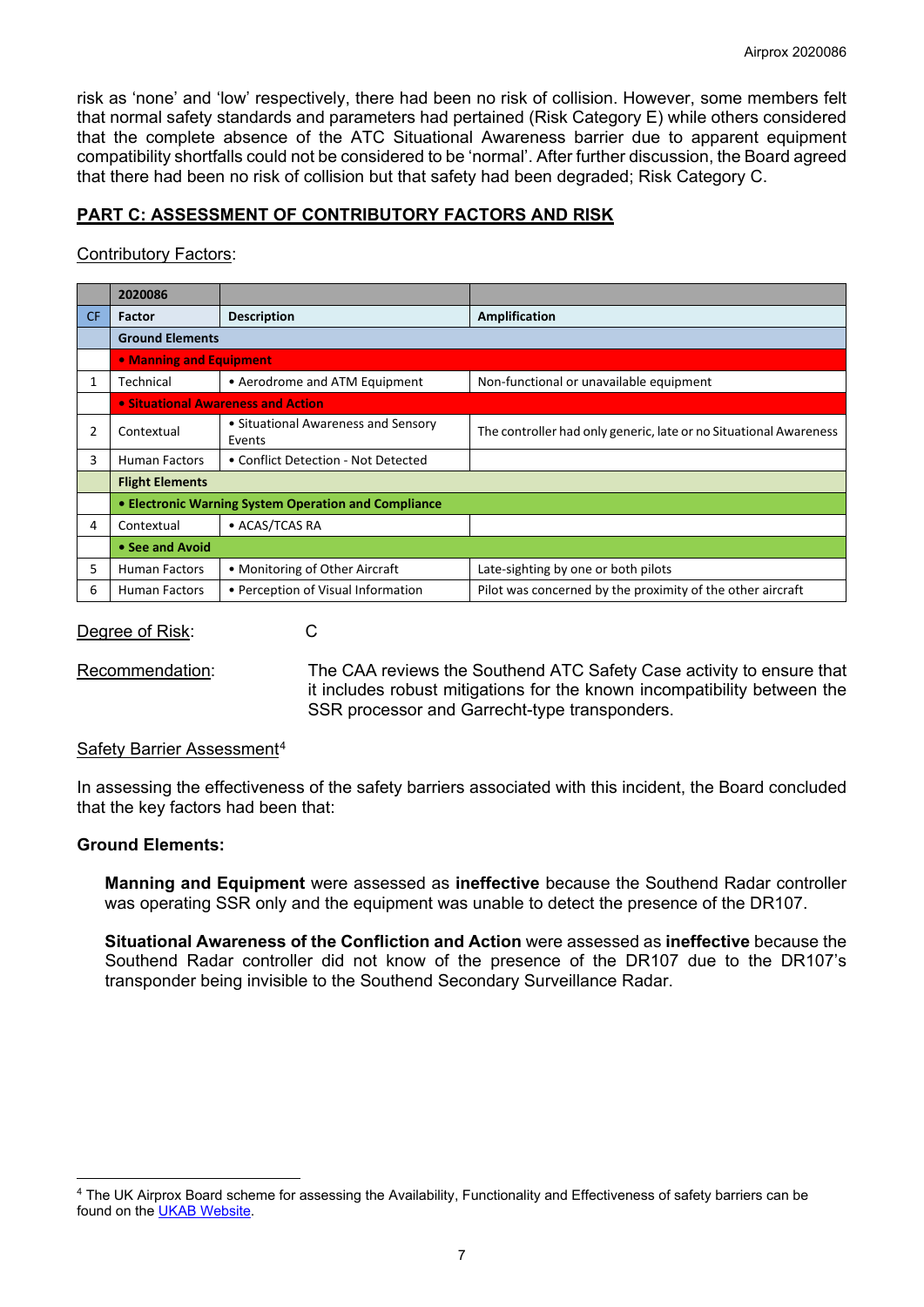risk as 'none' and 'low' respectively, there had been no risk of collision. However, some members felt that normal safety standards and parameters had pertained (Risk Category E) while others considered that the complete absence of the ATC Situational Awareness barrier due to apparent equipment compatibility shortfalls could not be considered to be 'normal'. After further discussion, the Board agreed that there had been no risk of collision but that safety had been degraded; Risk Category C.

## PART C: ASSESSMENT OF CONTRIBUTORY FACTORS AND RISK

Contributory Factors:

| | 2020086 | | |
|---|---|---|---|
| **CF** | **Factor** | **Description** | **Amplification** |
| | **Ground Elements** | | |
| | **• Manning and Equipment** | | |
| 1 | Technical | • Aerodrome and ATM Equipment | Non-functional or unavailable equipment |
| | **• Situational Awareness and Action** | | |
| 2 | Contextual | • Situational Awareness and Sensory Events | The controller had only generic, late or no Situational Awareness |
| 3 | Human Factors | • Conflict Detection - Not Detected | |
| | **Flight Elements** | | |
| | **• Electronic Warning System Operation and Compliance** | | |
| 4 | Contextual | • ACAS/TCAS RA | |
| | **• See and Avoid** | | |
| 5 | Human Factors | • Monitoring of Other Aircraft | Late-sighting by one or both pilots |
| 6 | Human Factors | • Perception of Visual Information | Pilot was concerned by the proximity of the other aircraft |

Degree of Risk: C

Recommendation: The CAA reviews the Southend ATC Safety Case activity to ensure that it includes robust mitigations for the known incompatibility between the SSR processor and Garrecht-type transponders.

Safety Barrier Assessment[4]

In assessing the effectiveness of the safety barriers associated with this incident, the Board concluded that the key factors had been that:

**Ground Elements:**

**Manning and Equipment** were assessed as **ineffective** because the Southend Radar controller was operating SSR only and the equipment was unable to detect the presence of the DR107.

**Situational Awareness of the Confliction and Action** were assessed as **ineffective** because the Southend Radar controller did not know of the presence of the DR107 due to the DR107's transponder being invisible to the Southend Secondary Surveillance Radar.

---

[4] The UK Airprox Board scheme for assessing the Availability, Functionality and Effectiveness of safety barriers can be found on the UKAB Website.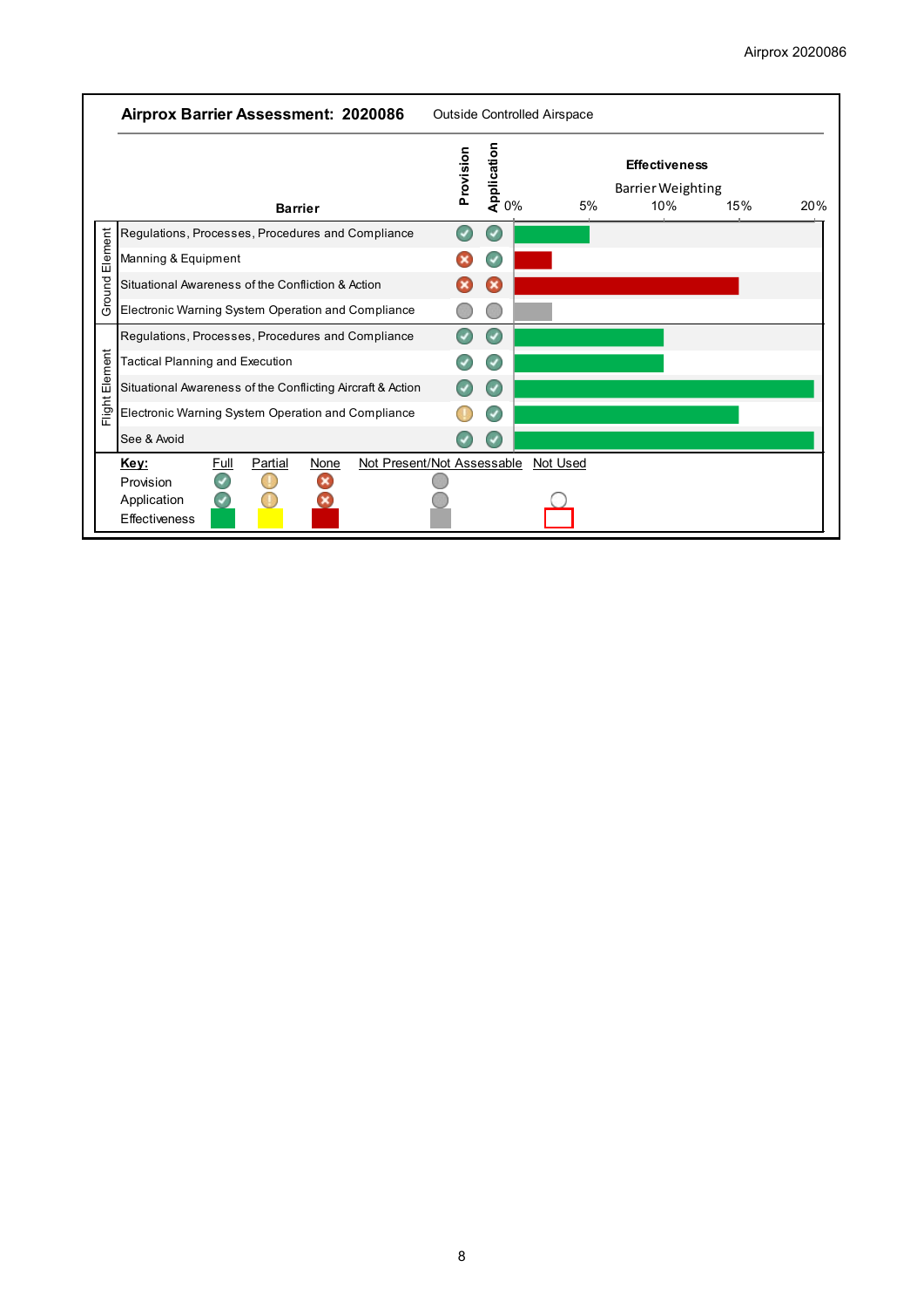**Airprox Barrier Assessment: 2020086** Outside Controlled Airspace

| | Barrier | Provision | Application |
|---|---|---|---|
| Ground Element | Regulations, Processes, Procedures and Compliance | Full | Full |
| | Manning & Equipment | None | Full |
| | Situational Awareness of the Confliction & Action | None | None |
| | Electronic Warning System Operation and Compliance | Not Present/Not Assessable | Not Present/Not Assessable |
| Flight Element | Regulations, Processes, Procedures and Compliance | Full | Full |
| | Tactical Planning and Execution | Full | Full |
| | Situational Awareness of the Conflicting Aircraft & Action | Full | Full |
| | Electronic Warning System Operation and Compliance | Partial | Full |
| | See & Avoid | Full | Full |

Effectiveness

Barrier Weighting

0%
5%
10%
15%
20%

**Key:** Full Partial None Not Present/Not Assessable Not Used

Provision

Application

Effectiveness